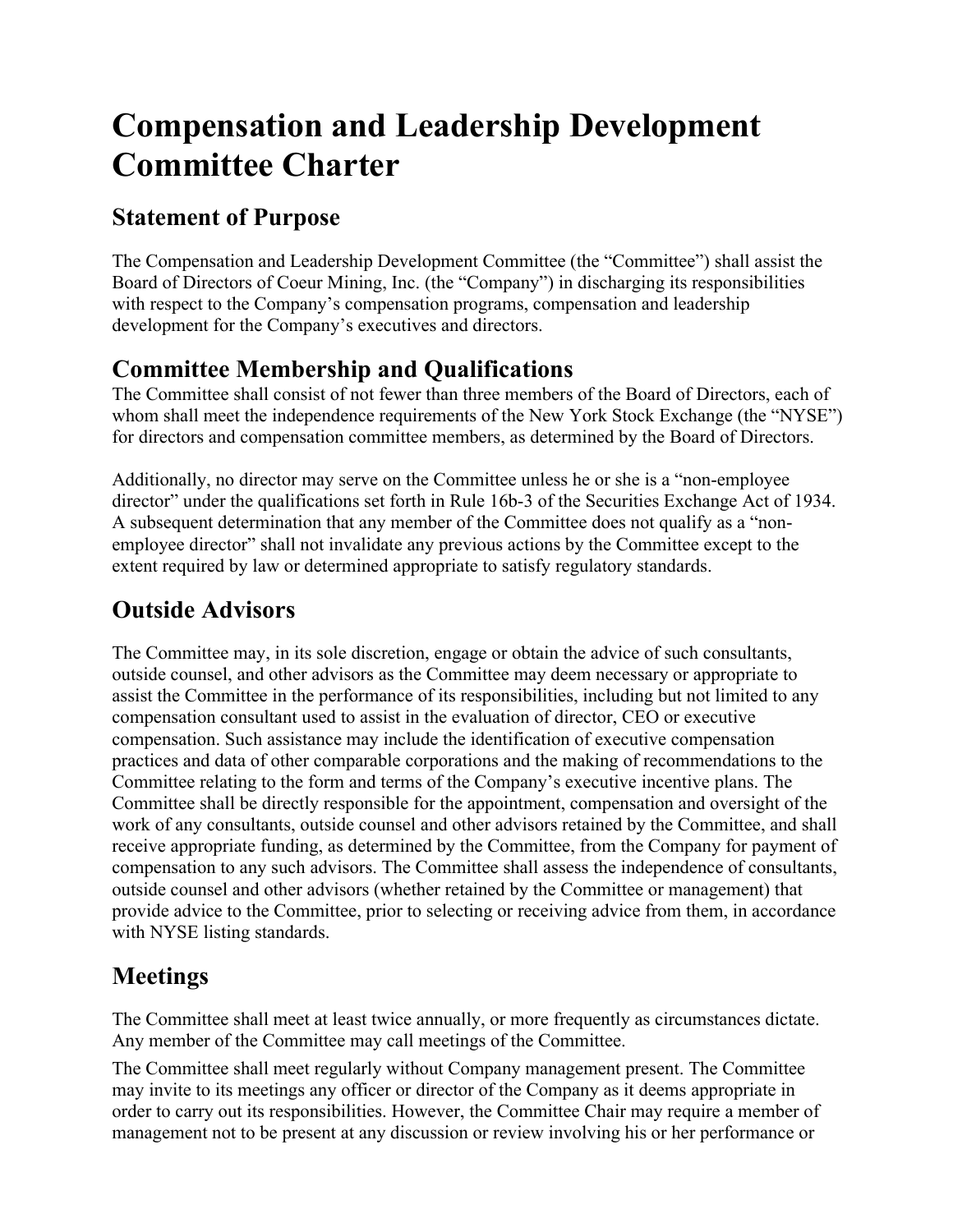# Compensation and Leadership Development Committee Charter

## Statement of Purpose

The Compensation and Leadership Development Committee (the "Committee") shall assist the Board of Directors of Coeur Mining, Inc. (the "Company") in discharging its responsibilities with respect to the Company's compensation programs, compensation and leadership development for the Company's executives and directors.

## Committee Membership and Qualifications

The Committee shall consist of not fewer than three members of the Board of Directors, each of whom shall meet the independence requirements of the New York Stock Exchange (the "NYSE") for directors and compensation committee members, as determined by the Board of Directors.

Additionally, no director may serve on the Committee unless he or she is a "non-employee director" under the qualifications set forth in Rule 16b-3 of the Securities Exchange Act of 1934. A subsequent determination that any member of the Committee does not qualify as a "non-employee director" shall not invalidate any previous actions by the Committee except to the extent required by law or determined appropriate to satisfy regulatory standards.

## Outside Advisors

The Committee may, in its sole discretion, engage or obtain the advice of such consultants, outside counsel, and other advisors as the Committee may deem necessary or appropriate to assist the Committee in the performance of its responsibilities, including but not limited to any compensation consultant used to assist in the evaluation of director, CEO or executive compensation. Such assistance may include the identification of executive compensation practices and data of other comparable corporations and the making of recommendations to the Committee relating to the form and terms of the Company's executive incentive plans. The Committee shall be directly responsible for the appointment, compensation and oversight of the work of any consultants, outside counsel and other advisors retained by the Committee, and shall receive appropriate funding, as determined by the Committee, from the Company for payment of compensation to any such advisors. The Committee shall assess the independence of consultants, outside counsel and other advisors (whether retained by the Committee or management) that provide advice to the Committee, prior to selecting or receiving advice from them, in accordance with NYSE listing standards.

## Meetings

The Committee shall meet at least twice annually, or more frequently as circumstances dictate. Any member of the Committee may call meetings of the Committee.

The Committee shall meet regularly without Company management present. The Committee may invite to its meetings any officer or director of the Company as it deems appropriate in order to carry out its responsibilities. However, the Committee Chair may require a member of management not to be present at any discussion or review involving his or her performance or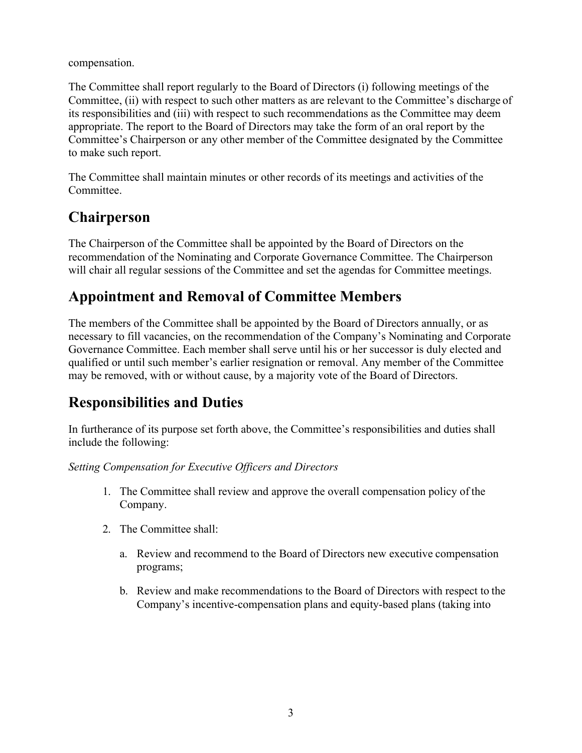compensation.

The Committee shall report regularly to the Board of Directors (i) following meetings of the Committee, (ii) with respect to such other matters as are relevant to the Committee's discharge of its responsibilities and (iii) with respect to such recommendations as the Committee may deem appropriate. The report to the Board of Directors may take the form of an oral report by the Committee's Chairperson or any other member of the Committee designated by the Committee to make such report.

The Committee shall maintain minutes or other records of its meetings and activities of the Committee.

## Chairperson

The Chairperson of the Committee shall be appointed by the Board of Directors on the recommendation of the Nominating and Corporate Governance Committee. The Chairperson will chair all regular sessions of the Committee and set the agendas for Committee meetings.

## Appointment and Removal of Committee Members

The members of the Committee shall be appointed by the Board of Directors annually, or as necessary to fill vacancies, on the recommendation of the Company's Nominating and Corporate Governance Committee. Each member shall serve until his or her successor is duly elected and qualified or until such member's earlier resignation or removal. Any member of the Committee may be removed, with or without cause, by a majority vote of the Board of Directors.

## Responsibilities and Duties

In furtherance of its purpose set forth above, the Committee's responsibilities and duties shall include the following:

*Setting Compensation for Executive Officers and Directors*

1. The Committee shall review and approve the overall compensation policy of the Company.
2. The Committee shall:
   a. Review and recommend to the Board of Directors new executive compensation programs;
   b. Review and make recommendations to the Board of Directors with respect to the Company's incentive-compensation plans and equity-based plans (taking into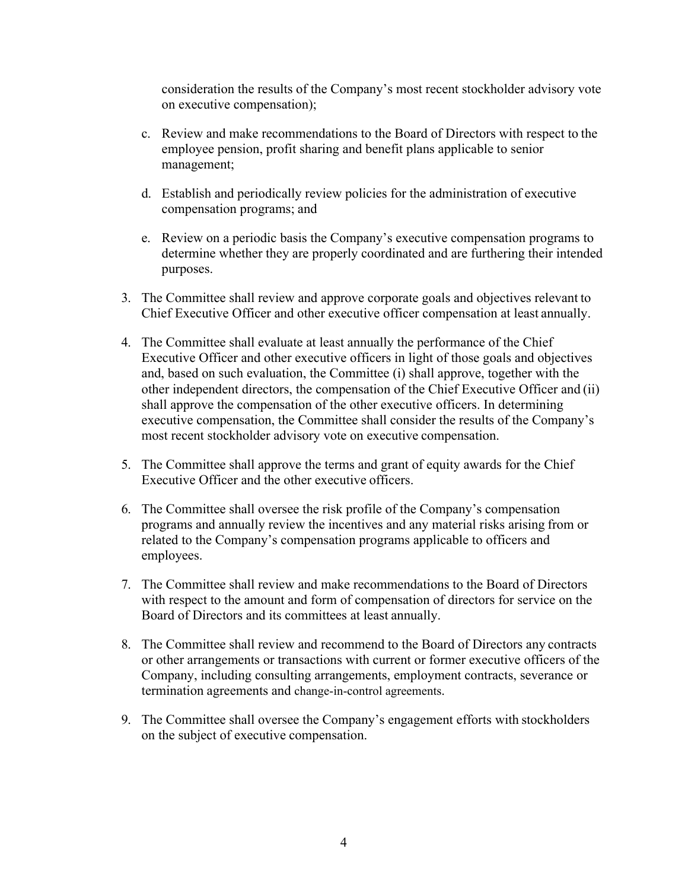consideration the results of the Company's most recent stockholder advisory vote on executive compensation);

c. Review and make recommendations to the Board of Directors with respect to the employee pension, profit sharing and benefit plans applicable to senior management;

d. Establish and periodically review policies for the administration of executive compensation programs; and

e. Review on a periodic basis the Company's executive compensation programs to determine whether they are properly coordinated and are furthering their intended purposes.

3. The Committee shall review and approve corporate goals and objectives relevant to Chief Executive Officer and other executive officer compensation at least annually.

4. The Committee shall evaluate at least annually the performance of the Chief Executive Officer and other executive officers in light of those goals and objectives and, based on such evaluation, the Committee (i) shall approve, together with the other independent directors, the compensation of the Chief Executive Officer and (ii) shall approve the compensation of the other executive officers. In determining executive compensation, the Committee shall consider the results of the Company's most recent stockholder advisory vote on executive compensation.

5. The Committee shall approve the terms and grant of equity awards for the Chief Executive Officer and the other executive officers.

6. The Committee shall oversee the risk profile of the Company's compensation programs and annually review the incentives and any material risks arising from or related to the Company's compensation programs applicable to officers and employees.

7. The Committee shall review and make recommendations to the Board of Directors with respect to the amount and form of compensation of directors for service on the Board of Directors and its committees at least annually.

8. The Committee shall review and recommend to the Board of Directors any contracts or other arrangements or transactions with current or former executive officers of the Company, including consulting arrangements, employment contracts, severance or termination agreements and change-in-control agreements.

9. The Committee shall oversee the Company's engagement efforts with stockholders on the subject of executive compensation.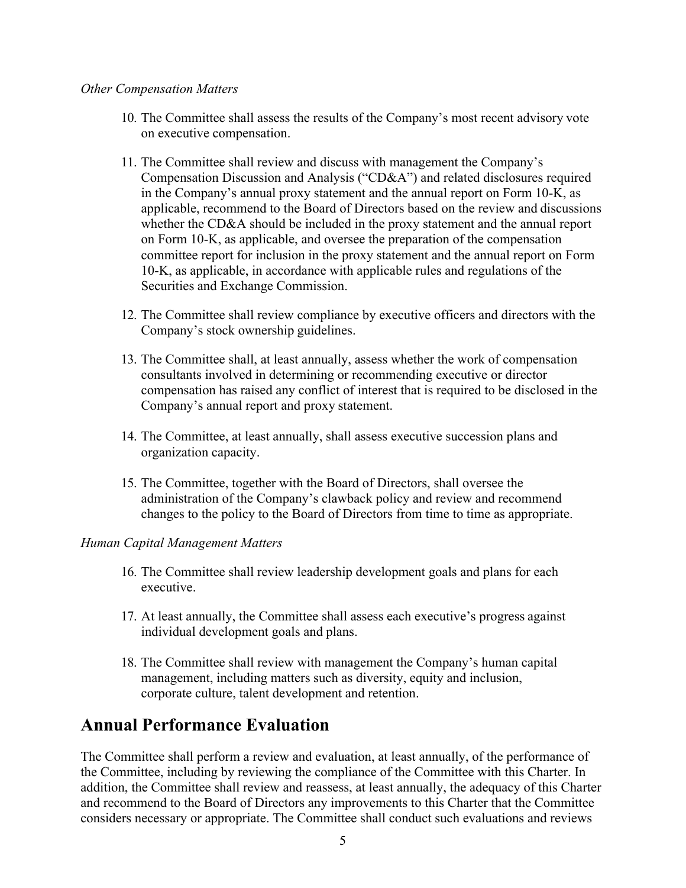*Other Compensation Matters*

10. The Committee shall assess the results of the Company's most recent advisory vote on executive compensation.

11. The Committee shall review and discuss with management the Company's Compensation Discussion and Analysis ("CD&A") and related disclosures required in the Company's annual proxy statement and the annual report on Form 10-K, as applicable, recommend to the Board of Directors based on the review and discussions whether the CD&A should be included in the proxy statement and the annual report on Form 10-K, as applicable, and oversee the preparation of the compensation committee report for inclusion in the proxy statement and the annual report on Form 10-K, as applicable, in accordance with applicable rules and regulations of the Securities and Exchange Commission.

12. The Committee shall review compliance by executive officers and directors with the Company's stock ownership guidelines.

13. The Committee shall, at least annually, assess whether the work of compensation consultants involved in determining or recommending executive or director compensation has raised any conflict of interest that is required to be disclosed in the Company's annual report and proxy statement.

14. The Committee, at least annually, shall assess executive succession plans and organization capacity.

15. The Committee, together with the Board of Directors, shall oversee the administration of the Company's clawback policy and review and recommend changes to the policy to the Board of Directors from time to time as appropriate.

*Human Capital Management Matters*

16. The Committee shall review leadership development goals and plans for each executive.

17. At least annually, the Committee shall assess each executive's progress against individual development goals and plans.

18. The Committee shall review with management the Company's human capital management, including matters such as diversity, equity and inclusion, corporate culture, talent development and retention.

## Annual Performance Evaluation

The Committee shall perform a review and evaluation, at least annually, of the performance of the Committee, including by reviewing the compliance of the Committee with this Charter. In addition, the Committee shall review and reassess, at least annually, the adequacy of this Charter and recommend to the Board of Directors any improvements to this Charter that the Committee considers necessary or appropriate. The Committee shall conduct such evaluations and reviews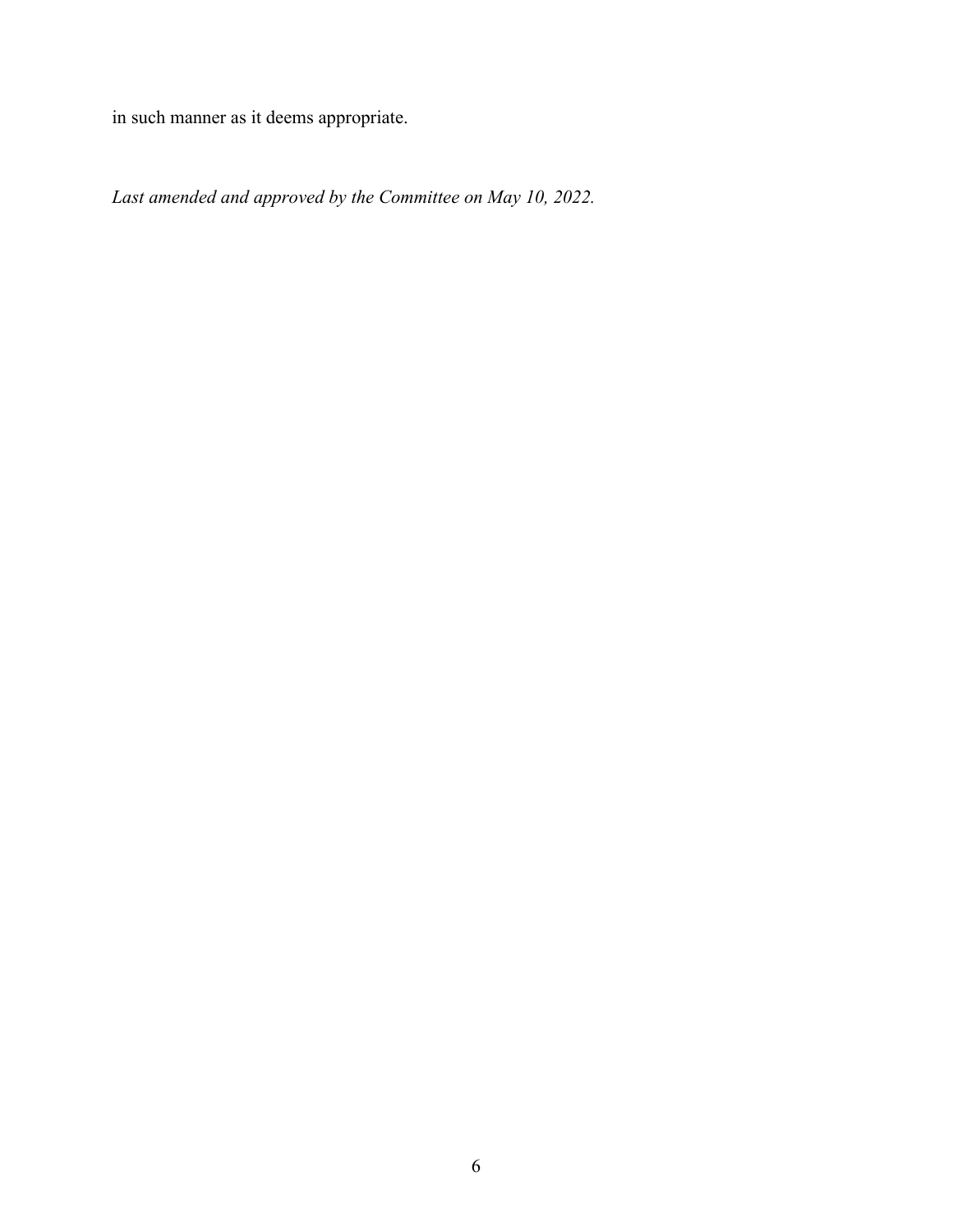in such manner as it deems appropriate.

*Last amended and approved by the Committee on May 10, 2022.*